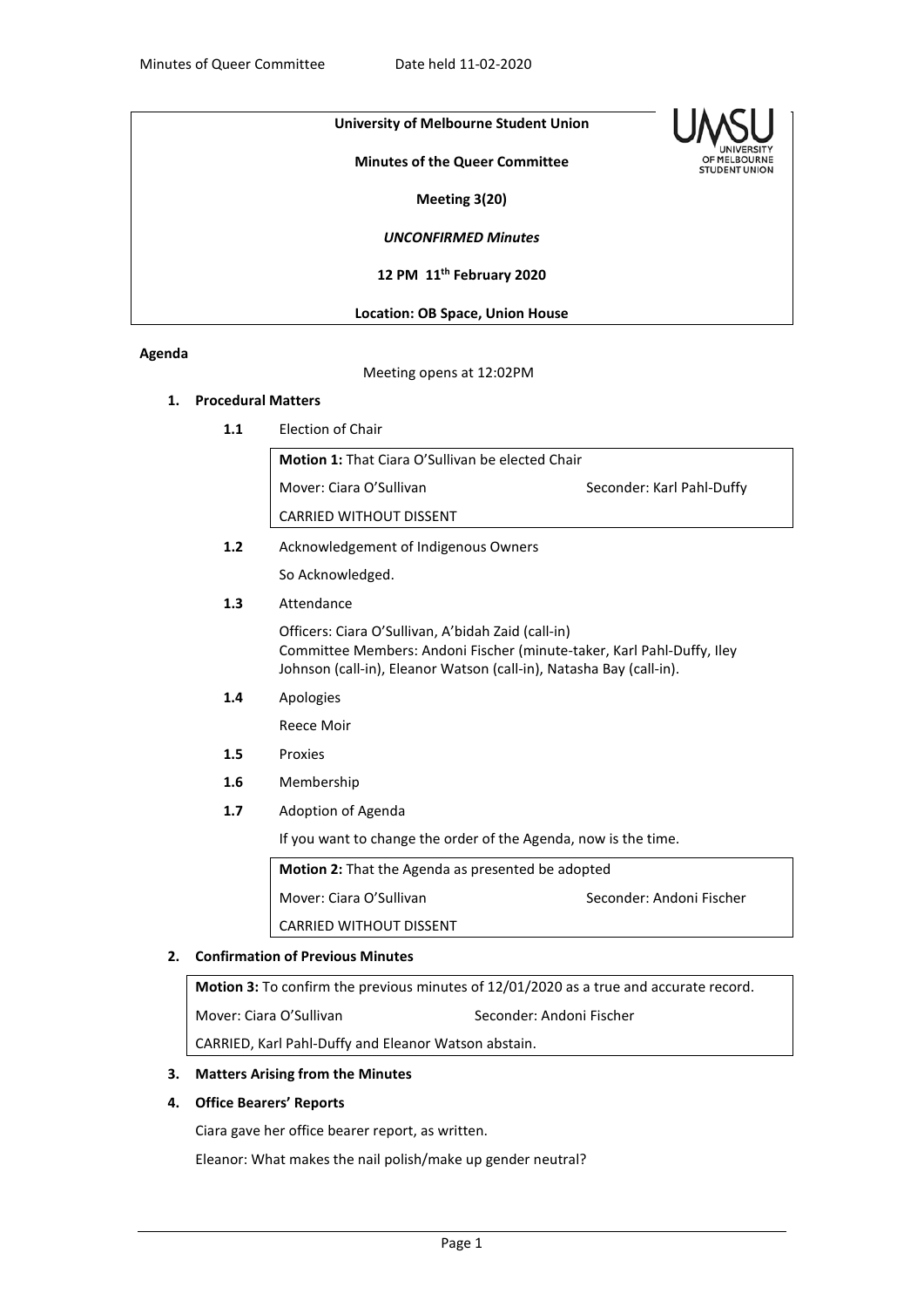**University of Melbourne Student Union**

**Minutes of the Queer Committee**

**Meeting 3(20)**

***UNCONFIRMED Minutes***

**12 PM 11th February 2020**

**Location: OB Space, Union House**

**Agenda**

Meeting opens at 12:02PM

1. **Procedural Matters**

**1.1** Election of Chair

| **Motion 1:** That Ciara O'Sullivan be elected Chair | |
|---|---|
| Mover: Ciara O'Sullivan | Seconder: Karl Pahl-Duffy |
| CARRIED WITHOUT DISSENT | |

**1.2** Acknowledgement of Indigenous Owners

So Acknowledged.

**1.3** Attendance

Officers: Ciara O'Sullivan, A'bidah Zaid (call-in)
Committee Members: Andoni Fischer (minute-taker, Karl Pahl-Duffy, Iley Johnson (call-in), Eleanor Watson (call-in), Natasha Bay (call-in).

**1.4** Apologies

Reece Moir

**1.5** Proxies

**1.6** Membership

**1.7** Adoption of Agenda

If you want to change the order of the Agenda, now is the time.

| **Motion 2:** That the Agenda as presented be adopted | |
|---|---|
| Mover: Ciara O'Sullivan | Seconder: Andoni Fischer |
| CARRIED WITHOUT DISSENT | |

2. **Confirmation of Previous Minutes**

| **Motion 3:** To confirm the previous minutes of 12/01/2020 as a true and accurate record. | |
|---|---|
| Mover: Ciara O'Sullivan | Seconder: Andoni Fischer |
| CARRIED, Karl Pahl-Duffy and Eleanor Watson abstain. | |

3. **Matters Arising from the Minutes**

4. **Office Bearers' Reports**

Ciara gave her office bearer report, as written.

Eleanor: What makes the nail polish/make up gender neutral?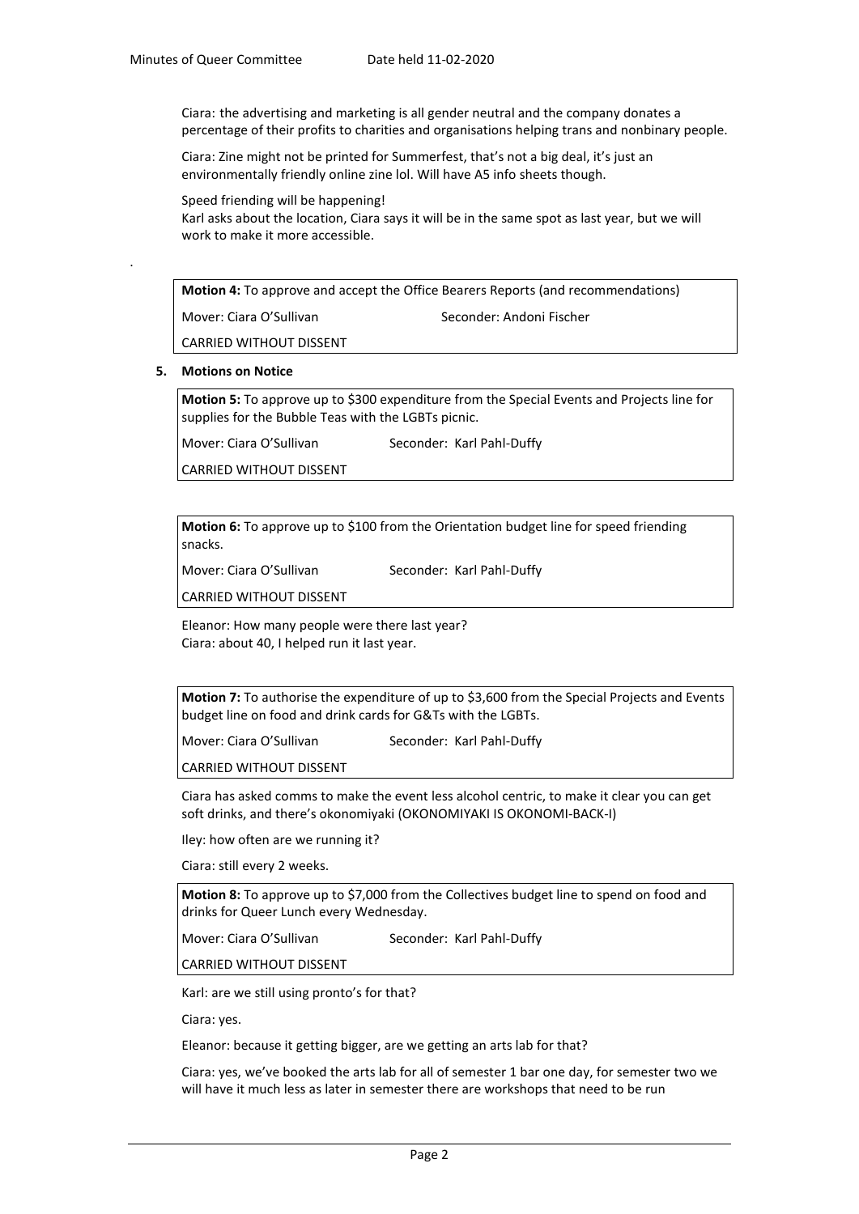Ciara: the advertising and marketing is all gender neutral and the company donates a percentage of their profits to charities and organisations helping trans and nonbinary people.

Ciara: Zine might not be printed for Summerfest, that's not a big deal, it's just an environmentally friendly online zine lol. Will have A5 info sheets though.

Speed friending will be happening!
Karl asks about the location, Ciara says it will be in the same spot as last year, but we will work to make it more accessible.

.

| **Motion 4:** To approve and accept the Office Bearers Reports (and recommendations) | |
|---|---|
| Mover: Ciara O'Sullivan | Seconder: Andoni Fischer |
| CARRIED WITHOUT DISSENT | |

**5. Motions on Notice**

| **Motion 5:** To approve up to $300 expenditure from the Special Events and Projects line for supplies for the Bubble Teas with the LGBTs picnic. | |
|---|---|
| Mover: Ciara O'Sullivan | Seconder: Karl Pahl-Duffy |
| CARRIED WITHOUT DISSENT | |

| **Motion 6:** To approve up to $100 from the Orientation budget line for speed friending snacks. | |
|---|---|
| Mover: Ciara O'Sullivan | Seconder: Karl Pahl-Duffy |
| CARRIED WITHOUT DISSENT | |

Eleanor: How many people were there last year?
Ciara: about 40, I helped run it last year.

| **Motion 7:** To authorise the expenditure of up to $3,600 from the Special Projects and Events budget line on food and drink cards for G&Ts with the LGBTs. | |
|---|---|
| Mover: Ciara O'Sullivan | Seconder: Karl Pahl-Duffy |
| CARRIED WITHOUT DISSENT | |

Ciara has asked comms to make the event less alcohol centric, to make it clear you can get soft drinks, and there's okonomiyaki (OKONOMIYAKI IS OKONOMI-BACK-I)

Iley: how often are we running it?

Ciara: still every 2 weeks.

| **Motion 8:** To approve up to $7,000 from the Collectives budget line to spend on food and drinks for Queer Lunch every Wednesday. | |
|---|---|
| Mover: Ciara O'Sullivan | Seconder: Karl Pahl-Duffy |
| CARRIED WITHOUT DISSENT | |

Karl: are we still using pronto's for that?

Ciara: yes.

Eleanor: because it getting bigger, are we getting an arts lab for that?

Ciara: yes, we've booked the arts lab for all of semester 1 bar one day, for semester two we will have it much less as later in semester there are workshops that need to be run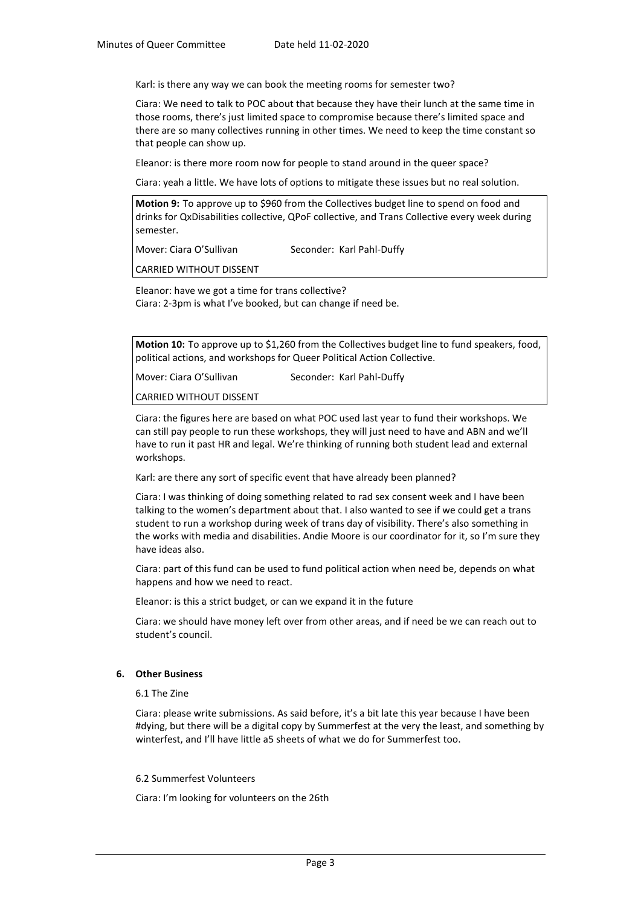Karl: is there any way we can book the meeting rooms for semester two?

Ciara: We need to talk to POC about that because they have their lunch at the same time in those rooms, there's just limited space to compromise because there's limited space and there are so many collectives running in other times. We need to keep the time constant so that people can show up.

Eleanor: is there more room now for people to stand around in the queer space?

Ciara: yeah a little. We have lots of options to mitigate these issues but no real solution.

**Motion 9:** To approve up to $960 from the Collectives budget line to spend on food and drinks for QxDisabilities collective, QPoF collective, and Trans Collective every week during semester.

Mover: Ciara O'Sullivan    Seconder: Karl Pahl-Duffy

CARRIED WITHOUT DISSENT

Eleanor: have we got a time for trans collective?
Ciara: 2-3pm is what I've booked, but can change if need be.

**Motion 10:** To approve up to $1,260 from the Collectives budget line to fund speakers, food, political actions, and workshops for Queer Political Action Collective.

Mover: Ciara O'Sullivan    Seconder: Karl Pahl-Duffy

CARRIED WITHOUT DISSENT

Ciara: the figures here are based on what POC used last year to fund their workshops. We can still pay people to run these workshops, they will just need to have and ABN and we'll have to run it past HR and legal. We're thinking of running both student lead and external workshops.

Karl: are there any sort of specific event that have already been planned?

Ciara: I was thinking of doing something related to rad sex consent week and I have been talking to the women's department about that. I also wanted to see if we could get a trans student to run a workshop during week of trans day of visibility. There's also something in the works with media and disabilities. Andie Moore is our coordinator for it, so I'm sure they have ideas also.

Ciara: part of this fund can be used to fund political action when need be, depends on what happens and how we need to react.

Eleanor: is this a strict budget, or can we expand it in the future

Ciara: we should have money left over from other areas, and if need be we can reach out to student's council.

## 6. Other Business

### 6.1 The Zine

Ciara: please write submissions. As said before, it's a bit late this year because I have been #dying, but there will be a digital copy by Summerfest at the very the least, and something by winterfest, and I'll have little a5 sheets of what we do for Summerfest too.

### 6.2 Summerfest Volunteers

Ciara: I'm looking for volunteers on the 26th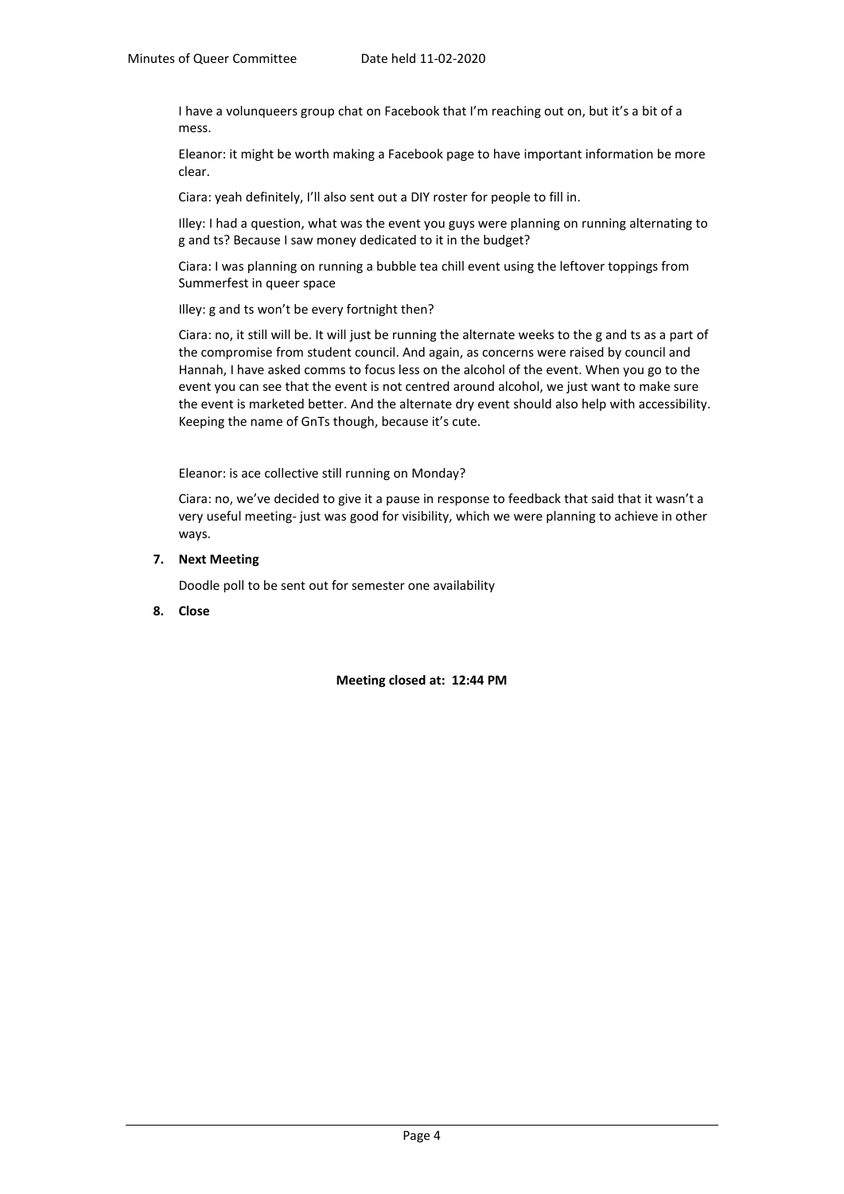I have a volunqueers group chat on Facebook that I'm reaching out on, but it's a bit of a mess.

Eleanor: it might be worth making a Facebook page to have important information be more clear.

Ciara: yeah definitely, I'll also sent out a DIY roster for people to fill in.

Illey: I had a question, what was the event you guys were planning on running alternating to g and ts? Because I saw money dedicated to it in the budget?

Ciara: I was planning on running a bubble tea chill event using the leftover toppings from Summerfest in queer space

Illey: g and ts won't be every fortnight then?

Ciara: no, it still will be. It will just be running the alternate weeks to the g and ts as a part of the compromise from student council. And again, as concerns were raised by council and Hannah, I have asked comms to focus less on the alcohol of the event. When you go to the event you can see that the event is not centred around alcohol, we just want to make sure the event is marketed better. And the alternate dry event should also help with accessibility. Keeping the name of GnTs though, because it's cute.

Eleanor: is ace collective still running on Monday?

Ciara: no, we've decided to give it a pause in response to feedback that said that it wasn't a very useful meeting- just was good for visibility, which we were planning to achieve in other ways.

**7. Next Meeting**

Doodle poll to be sent out for semester one availability

**8. Close**

**Meeting closed at: 12:44 PM**